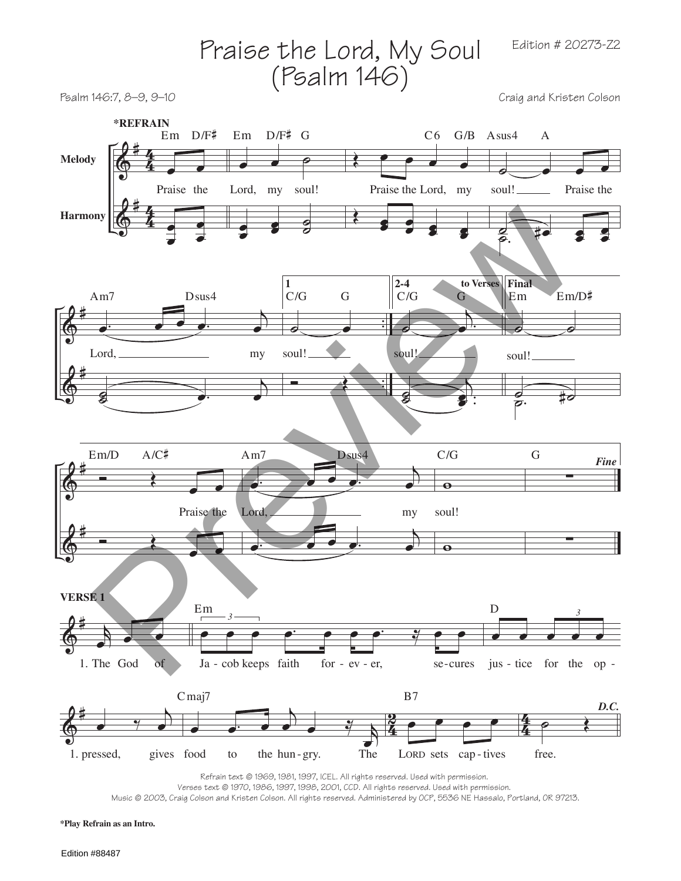# Praise the Lord, My Soul (Psalm 146)

Edition # 20273-Z2

Psalm 146:7, 8–9, 9–10

Craig and Kristen Colson

**\*REFRAIN**

Praise the Lord, my soul! Praise the Lord, my soul! Praise the Lord, my soul! soul! soul!

Praise the Lord, my soul!

*Fine*

**VERSE 1**

1. The God of Jacob keeps faith for ever, secures justice for the oppressed, gives food to the hungry. The LORD sets captives free.

*D.C.*

Refrain text © 1969, 1981, 1997, ICEL. All rights reserved. Used with permission.
Verses text © 1970, 1986, 1997, 1998, 2001, CCD. All rights reserved. Used with permission.
Music © 2003, Craig Colson and Kristen Colson. All rights reserved. Administered by OCP, 5536 NE Hassalo, Portland, OR 97213.

**\*Play Refrain as an Intro.**

Edition #88487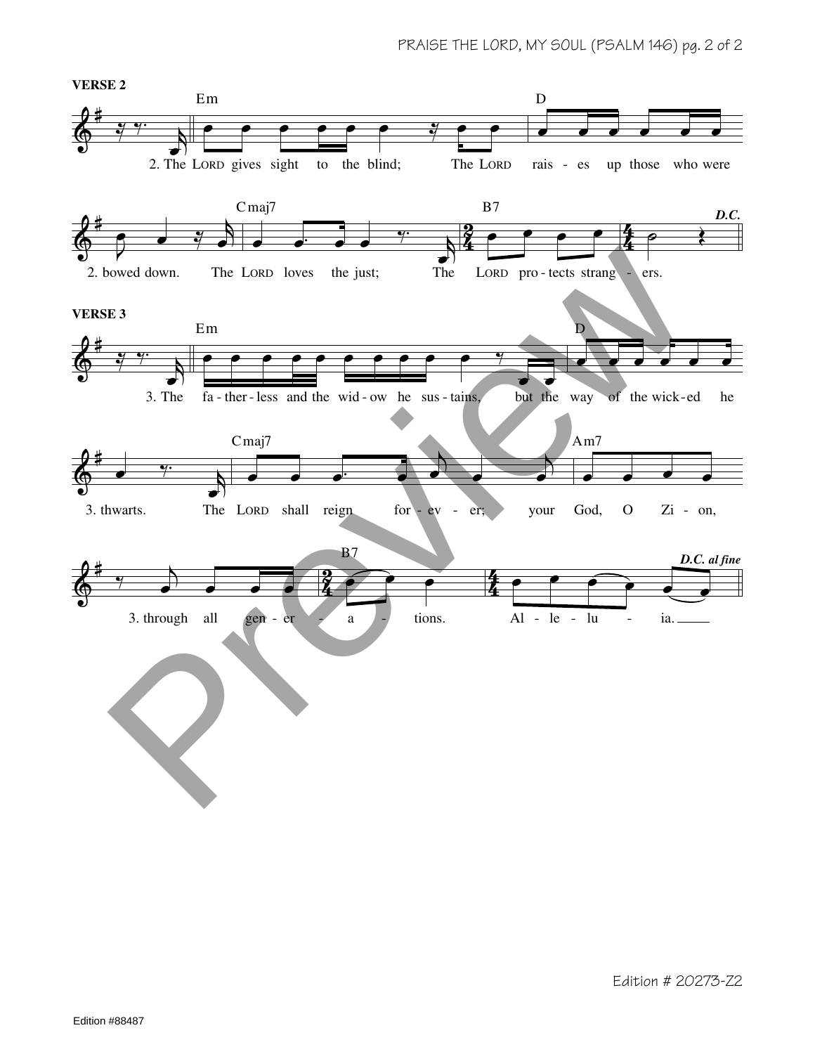**VERSE 2**

Em | D

2. The LORD gives sight to the blind; The LORD rais - es up those who were

Cmaj7 | B7 | *D.C.*

2. bowed down. The LORD loves the just; The LORD pro - tects strang - ers.

**VERSE 3**

Em | D

3. The fa - ther - less and the wid - ow he sus - tains, but the way of the wick - ed he

Cmaj7 | Am7

3. thwarts. The LORD shall reign for - ev - er; your God, O Zi - on,

B7 | *D.C. al fine*

3. through all gen - er - a - tions. Al - le - lu - ia.

Edition # 20273-Z2

Edition #88487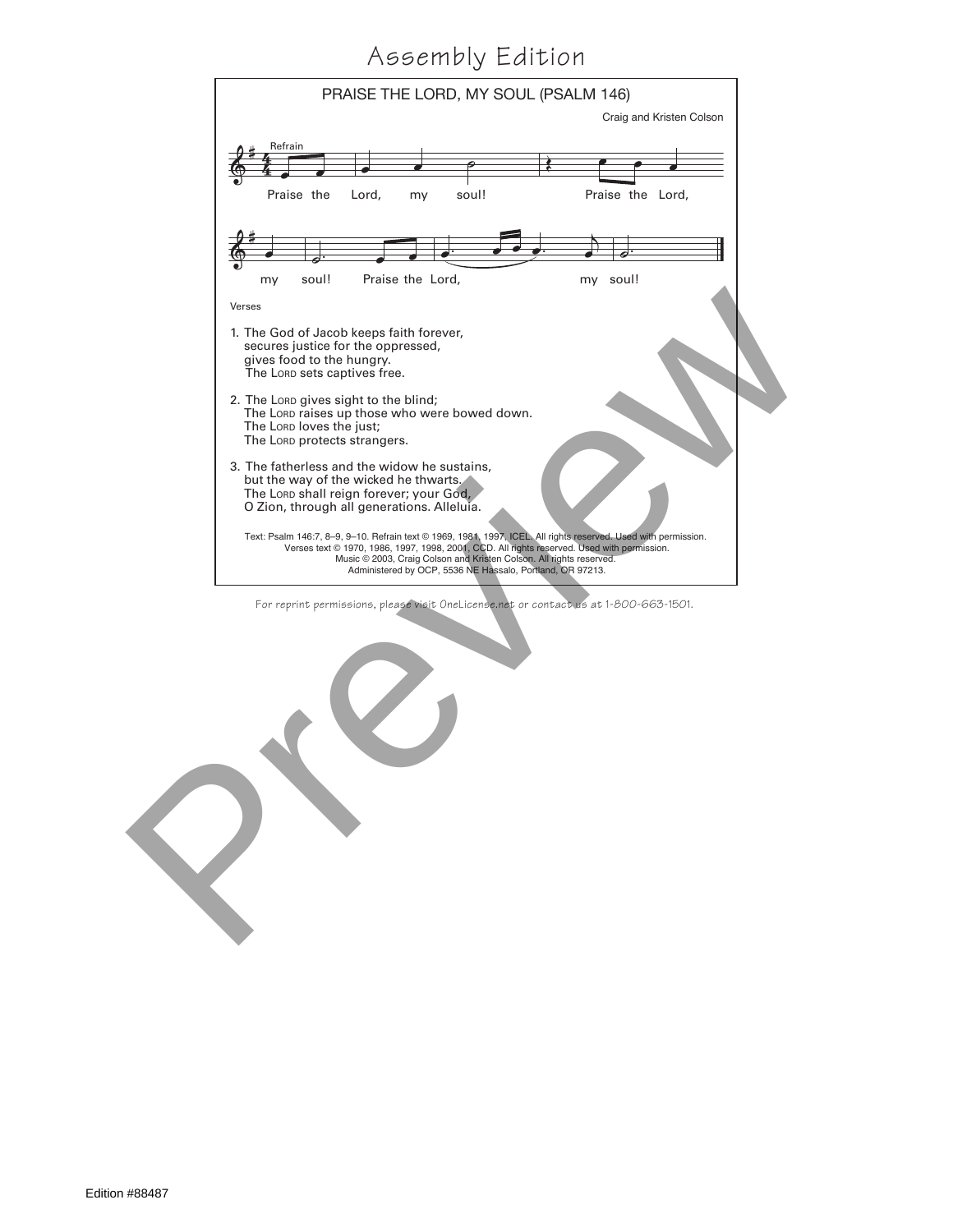# Assembly Edition

## PRAISE THE LORD, MY SOUL (PSALM 146)

Craig and Kristen Colson

Refrain

Praise the Lord, my soul! Praise the Lord, my soul! Praise the Lord, my soul!

Verses

1. The God of Jacob keeps faith forever,
   secures justice for the oppressed,
   gives food to the hungry.
   The LORD sets captives free.

2. The LORD gives sight to the blind;
   The LORD raises up those who were bowed down.
   The LORD loves the just;
   The LORD protects strangers.

3. The fatherless and the widow he sustains,
   but the way of the wicked he thwarts.
   The LORD shall reign forever; your God,
   O Zion, through all generations. Alleluia.

Text: Psalm 146:7, 8–9, 9–10. Refrain text © 1969, 1981, 1997, ICEL. All rights reserved. Used with permission.
Verses text © 1970, 1986, 1997, 1998, 2001, CCD. All rights reserved. Used with permission.
Music © 2003, Craig Colson and Kristen Colson. All rights reserved.
Administered by OCP, 5536 NE Hassalo, Portland, OR 97213.

For reprint permissions, please visit OneLicense.net or contact us at 1-800-663-1501.

Edition #88487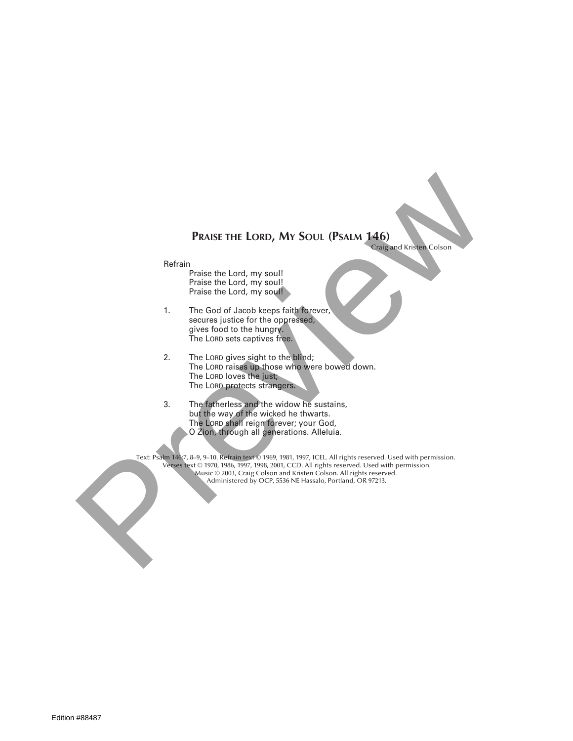# Praise the Lord, My Soul (Psalm 146)

Craig and Kristen Colson

Refrain

Praise the Lord, my soul!
Praise the Lord, my soul!
Praise the Lord, my soul!

1. The God of Jacob keeps faith forever,
secures justice for the oppressed,
gives food to the hungry.
The Lord sets captives free.

2. The Lord gives sight to the blind;
The Lord raises up those who were bowed down.
The Lord loves the just;
The Lord protects strangers.

3. The fatherless and the widow he sustains,
but the way of the wicked he thwarts.
The Lord shall reign forever; your God,
O Zion, through all generations. Alleluia.

Text: Psalm 146:7, 8–9, 9–10. Refrain text © 1969, 1981, 1997, ICEL. All rights reserved. Used with permission.
Verses text © 1970, 1986, 1997, 1998, 2001, CCD. All rights reserved. Used with permission.
Music © 2003, Craig Colson and Kristen Colson. All rights reserved.
Administered by OCP, 5536 NE Hassalo, Portland, OR 97213.

Edition #88487